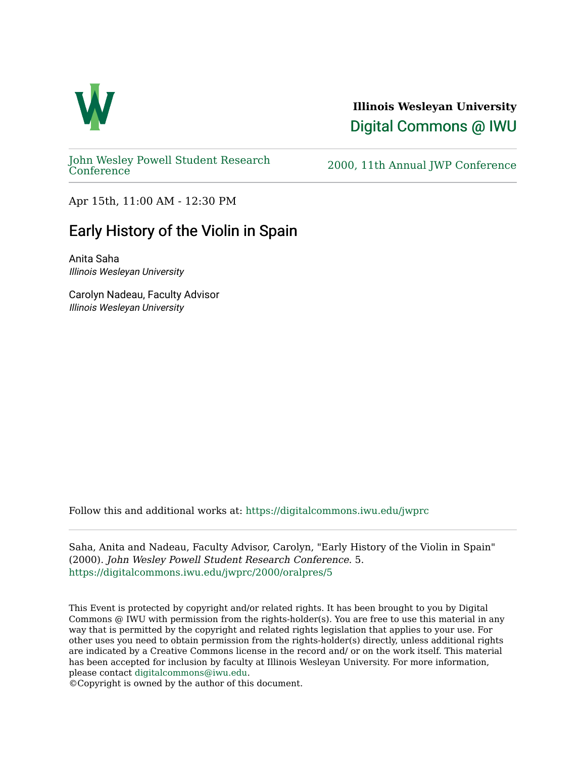**Illinois Wesleyan University**

Digital Commons @ IWU

John Wesley Powell Student Research Conference

2000, 11th Annual JWP Conference

Apr 15th, 11:00 AM - 12:30 PM

# Early History of the Violin in Spain

Anita Saha
*Illinois Wesleyan University*

Carolyn Nadeau, Faculty Advisor
*Illinois Wesleyan University*

Follow this and additional works at: https://digitalcommons.iwu.edu/jwprc

Saha, Anita and Nadeau, Faculty Advisor, Carolyn, "Early History of the Violin in Spain" (2000). *John Wesley Powell Student Research Conference*. 5.
https://digitalcommons.iwu.edu/jwprc/2000/oralpres/5

This Event is protected by copyright and/or related rights. It has been brought to you by Digital Commons @ IWU with permission from the rights-holder(s). You are free to use this material in any way that is permitted by the copyright and related rights legislation that applies to your use. For other uses you need to obtain permission from the rights-holder(s) directly, unless additional rights are indicated by a Creative Commons license in the record and/ or on the work itself. This material has been accepted for inclusion by faculty at Illinois Wesleyan University. For more information, please contact digitalcommons@iwu.edu.
©Copyright is owned by the author of this document.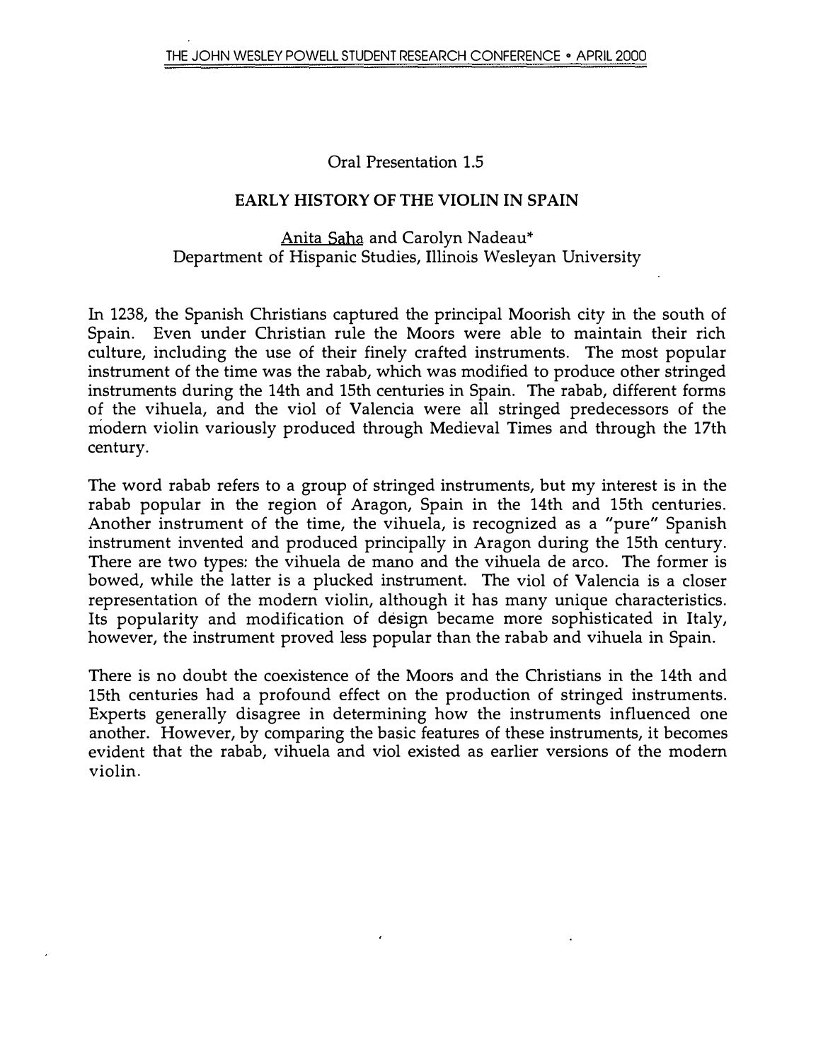Oral Presentation 1.5

## EARLY HISTORY OF THE VIOLIN IN SPAIN

Anita Saha and Carolyn Nadeau*
Department of Hispanic Studies, Illinois Wesleyan University

In 1238, the Spanish Christians captured the principal Moorish city in the south of Spain. Even under Christian rule the Moors were able to maintain their rich culture, including the use of their finely crafted instruments. The most popular instrument of the time was the rabab, which was modified to produce other stringed instruments during the 14th and 15th centuries in Spain. The rabab, different forms of the vihuela, and the viol of Valencia were all stringed predecessors of the modern violin variously produced through Medieval Times and through the 17th century.

The word rabab refers to a group of stringed instruments, but my interest is in the rabab popular in the region of Aragon, Spain in the 14th and 15th centuries. Another instrument of the time, the vihuela, is recognized as a "pure" Spanish instrument invented and produced principally in Aragon during the 15th century. There are two types: the vihuela de mano and the vihuela de arco. The former is bowed, while the latter is a plucked instrument. The viol of Valencia is a closer representation of the modern violin, although it has many unique characteristics. Its popularity and modification of design became more sophisticated in Italy, however, the instrument proved less popular than the rabab and vihuela in Spain.

There is no doubt the coexistence of the Moors and the Christians in the 14th and 15th centuries had a profound effect on the production of stringed instruments. Experts generally disagree in determining how the instruments influenced one another. However, by comparing the basic features of these instruments, it becomes evident that the rabab, vihuela and viol existed as earlier versions of the modern violin.